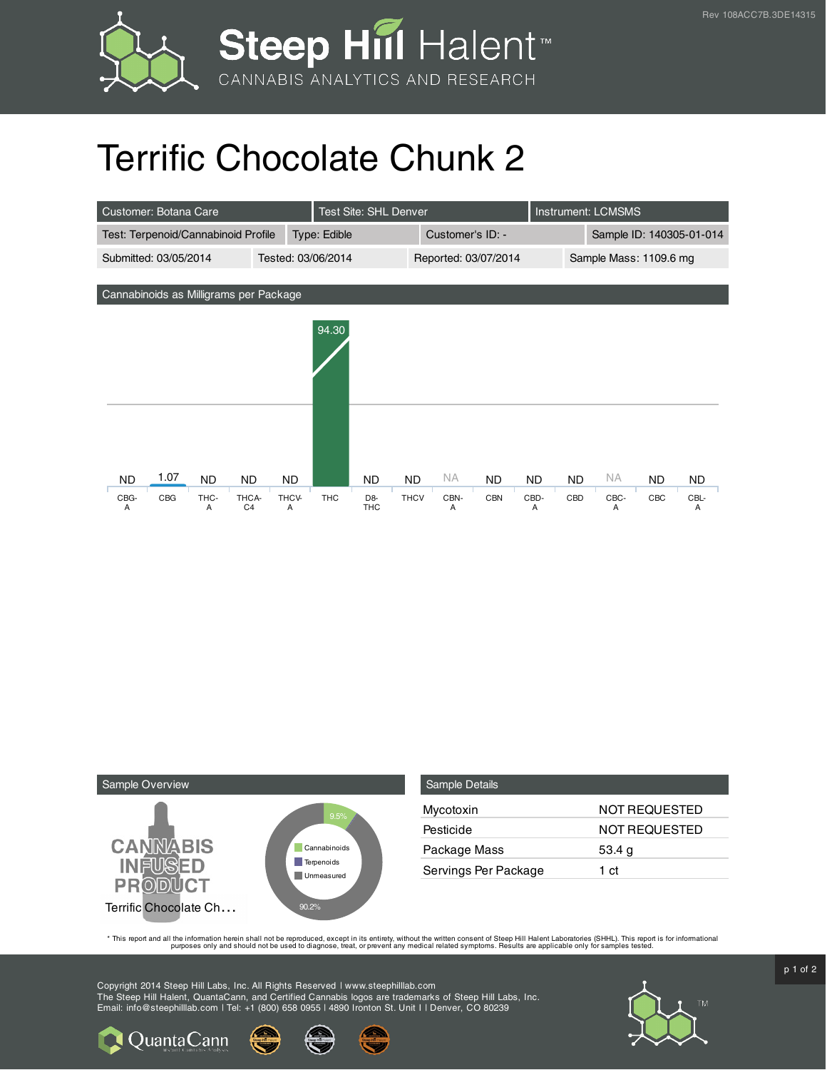# Terrific Chocolate Chunk 2

| Customer: Botana Care | Test Site: SHL Denver | Instrument: LCMSMS | |
|---|---|---|---|
| Test: Terpenoid/Cannabinoid Profile | Type: Edible | Customer's ID: - | Sample ID: 140305-01-014 |
| Submitted: 03/05/2014 | Tested: 03/06/2014 | Reported: 03/07/2014 | Sample Mass: 1109.6 mg |

## Cannabinoids as Milligrams per Package

| CBG-A | CBG | THC-A | THCA-C4 | THCV-A | THC | D8-THC | THCV | CBN-A | CBN | CBD-A | CBD | CBC-A | CBC | CBL-A |
|---|---|---|---|---|---|---|---|---|---|---|---|---|---|---|
| ND | 1.07 | ND | ND | ND | 94.30 | ND | ND | NA | ND | ND | ND | NA | ND | ND |

## Sample Overview

CANNABIS INFUSED PRODUCT

Terrific Chocolate Ch…

- Cannabinoids: 9.5%
- Terpenoids
- Unmeasured: 90.2%

## Sample Details

| | |
|---|---|
| Mycotoxin | NOT REQUESTED |
| Pesticide | NOT REQUESTED |
| Package Mass | 53.4 g |
| Servings Per Package | 1 ct |

* This report and all the information herein shall not be reproduced, except in its entirety, without the written consent of Steep Hill Halent Laboratories (SHHL). This report is for informational purposes only and should not be used to diagnose, treat, or prevent any medical related symptoms. Results are applicable only for samples tested.

Copyright 2014 Steep Hill Labs, Inc. All Rights Reserved | www.steephilllab.com
The Steep Hill Halent, QuantaCann, and Certified Cannabis logos are trademarks of Steep Hill Labs, Inc.
Email: info@steephilllab.com | Tel: +1 (800) 658 0955 | 4890 Ironton St. Unit I | Denver, CO 80239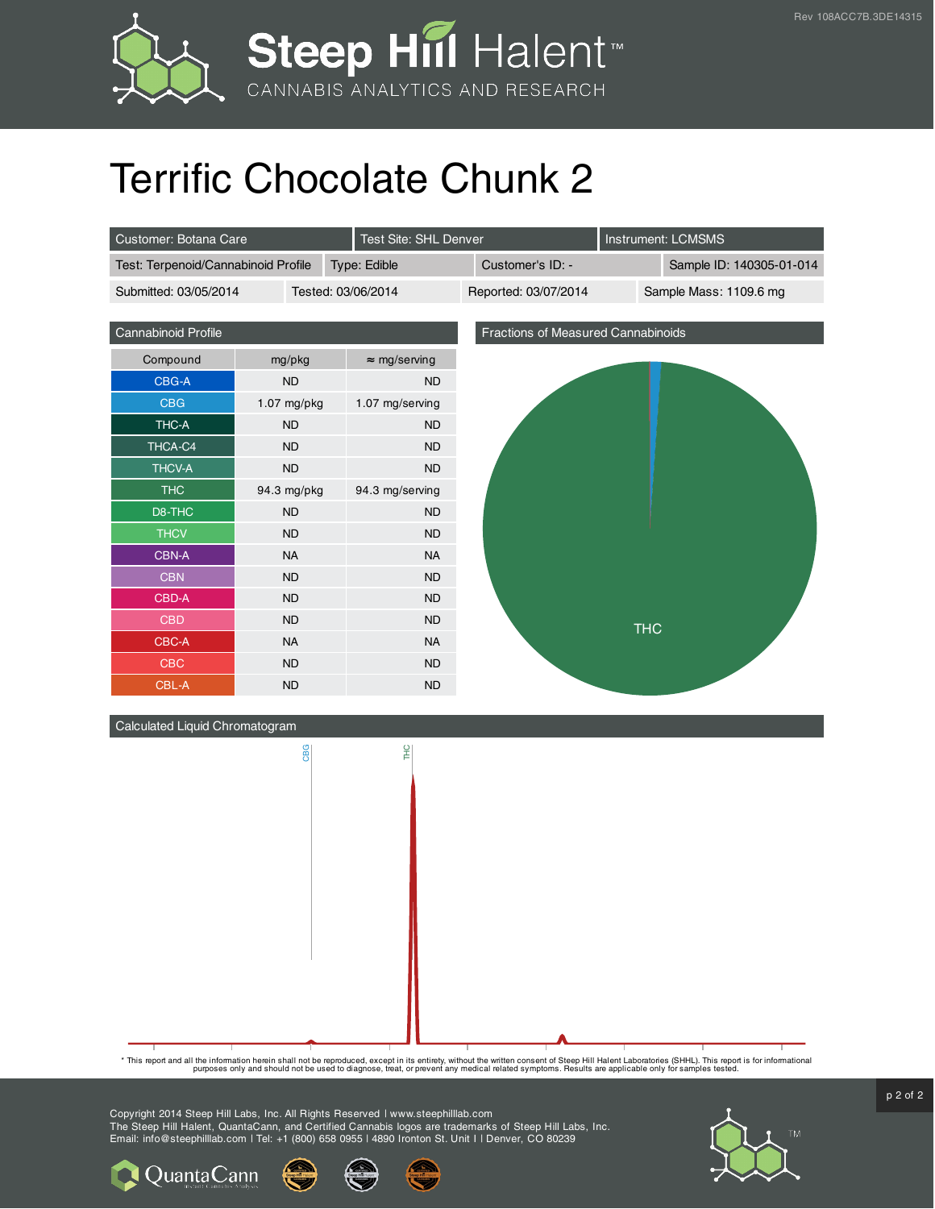Rev 108ACC7B.3DE14315

Steep Hill Halent™
CANNABIS ANALYTICS AND RESEARCH

# Terrific Chocolate Chunk 2

| | | | |
|---|---|---|---|
| Customer: Botana Care | Test Site: SHL Denver | Instrument: LCMSMS | |
| Test: Terpenoid/Cannabinoid Profile | Type: Edible | Customer's ID: - | Sample ID: 140305-01-014 |
| Submitted: 03/05/2014 | Tested: 03/06/2014 | Reported: 03/07/2014 | Sample Mass: 1109.6 mg |

## Cannabinoid Profile

| Compound | mg/pkg | ≈ mg/serving |
|---|---|---|
| CBG-A | ND | ND |
| CBG | 1.07 mg/pkg | 1.07 mg/serving |
| THC-A | ND | ND |
| THCA-C4 | ND | ND |
| THCV-A | ND | ND |
| THC | 94.3 mg/pkg | 94.3 mg/serving |
| D8-THC | ND | ND |
| THCV | ND | ND |
| CBN-A | NA | NA |
| CBN | ND | ND |
| CBD-A | ND | ND |
| CBD | ND | ND |
| CBC-A | NA | NA |
| CBC | ND | ND |
| CBL-A | ND | ND |

## Fractions of Measured Cannabinoids

THC

## Calculated Liquid Chromatogram

CBG
THC

* This report and all the information herein shall not be reproduced, except in its entirety, without the written consent of Steep Hill Halent Laboratories (SHHL). This report is for informational purposes only and should not be used to diagnose, treat, or prevent any medical related symptoms. Results are applicable only for samples tested.

Copyright 2014 Steep Hill Labs, Inc. All Rights Reserved | www.steephilllab.com
The Steep Hill Halent, QuantaCann, and Certified Cannabis logos are trademarks of Steep Hill Labs, Inc.
Email: info@steephilllab.com | Tel: +1 (800) 658 0955 | 4890 Ironton St. Unit I | Denver, CO 80239